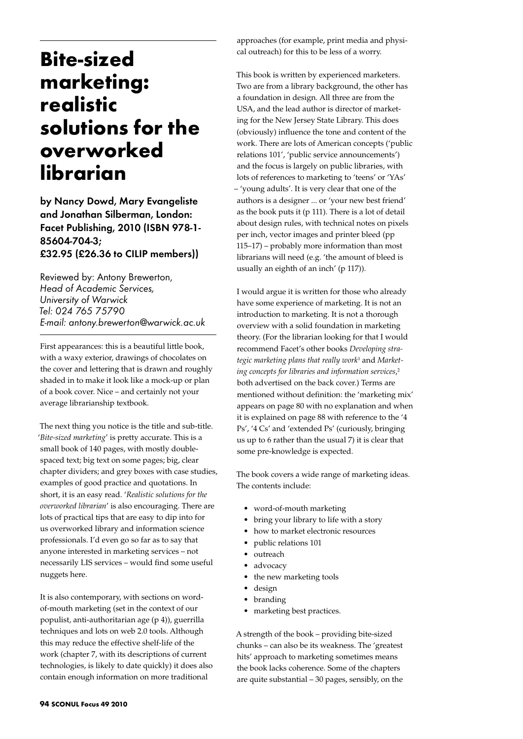# Bite-sized marketing: realistic solutions for the overworked librarian

**by Nancy Dowd, Mary Evangeliste and Jonathan Silberman, London: Facet Publishing, 2010 (ISBN 978-1-85604-704-3; £32.95 (£26.36 to CILIP members))**

Reviewed by: Antony Brewerton,
*Head of Academic Services,*
*University of Warwick*
*Tel: 024 765 75790*
*E-mail: antony.brewerton@warwick.ac.uk*

First appearances: this is a beautiful little book, with a waxy exterior, drawings of chocolates on the cover and lettering that is drawn and roughly shaded in to make it look like a mock-up or plan of a book cover. Nice – and certainly not your average librarianship textbook.

The next thing you notice is the title and sub-title. '*Bite-sized marketing*' is pretty accurate. This is a small book of 140 pages, with mostly double-spaced text; big text on some pages; big, clear chapter dividers; and grey boxes with case studies, examples of good practice and quotations. In short, it is an easy read. '*Realistic solutions for the overworked librarian*' is also encouraging. There are lots of practical tips that are easy to dip into for us overworked library and information science professionals. I'd even go so far as to say that anyone interested in marketing services – not necessarily LIS services – would find some useful nuggets here.

It is also contemporary, with sections on word-of-mouth marketing (set in the context of our populist, anti-authoritarian age (p 4)), guerrilla techniques and lots on web 2.0 tools. Although this may reduce the effective shelf-life of the work (chapter 7, with its descriptions of current technologies, is likely to date quickly) it does also contain enough information on more traditional approaches (for example, print media and physical outreach) for this to be less of a worry.

This book is written by experienced marketers. Two are from a library background, the other has a foundation in design. All three are from the USA, and the lead author is director of marketing for the New Jersey State Library. This does (obviously) influence the tone and content of the work. There are lots of American concepts ('public relations 101', 'public service announcements') and the focus is largely on public libraries, with lots of references to marketing to 'teens' or 'YAs' – 'young adults'. It is very clear that one of the authors is a designer ... or 'your new best friend' as the book puts it (p 111). There is a lot of detail about design rules, with technical notes on pixels per inch, vector images and printer bleed (pp 115–17) – probably more information than most librarians will need (e.g. 'the amount of bleed is usually an eighth of an inch' (p 117)).

I would argue it is written for those who already have some experience of marketing. It is not an introduction to marketing. It is not a thorough overview with a solid foundation in marketing theory. (For the librarian looking for that I would recommend Facet's other books *Developing strategic marketing plans that really work*[1] and *Marketing concepts for libraries and information services*,[2] both advertised on the back cover.) Terms are mentioned without definition: the 'marketing mix' appears on page 80 with no explanation and when it is explained on page 88 with reference to the '4 Ps', '4 Cs' and 'extended Ps' (curiously, bringing us up to 6 rather than the usual 7) it is clear that some pre-knowledge is expected.

The book covers a wide range of marketing ideas. The contents include:

- word-of-mouth marketing
- bring your library to life with a story
- how to market electronic resources
- public relations 101
- outreach
- advocacy
- the new marketing tools
- design
- branding
- marketing best practices.

A strength of the book – providing bite-sized chunks – can also be its weakness. The 'greatest hits' approach to marketing sometimes means the book lacks coherence. Some of the chapters are quite substantial – 30 pages, sensibly, on the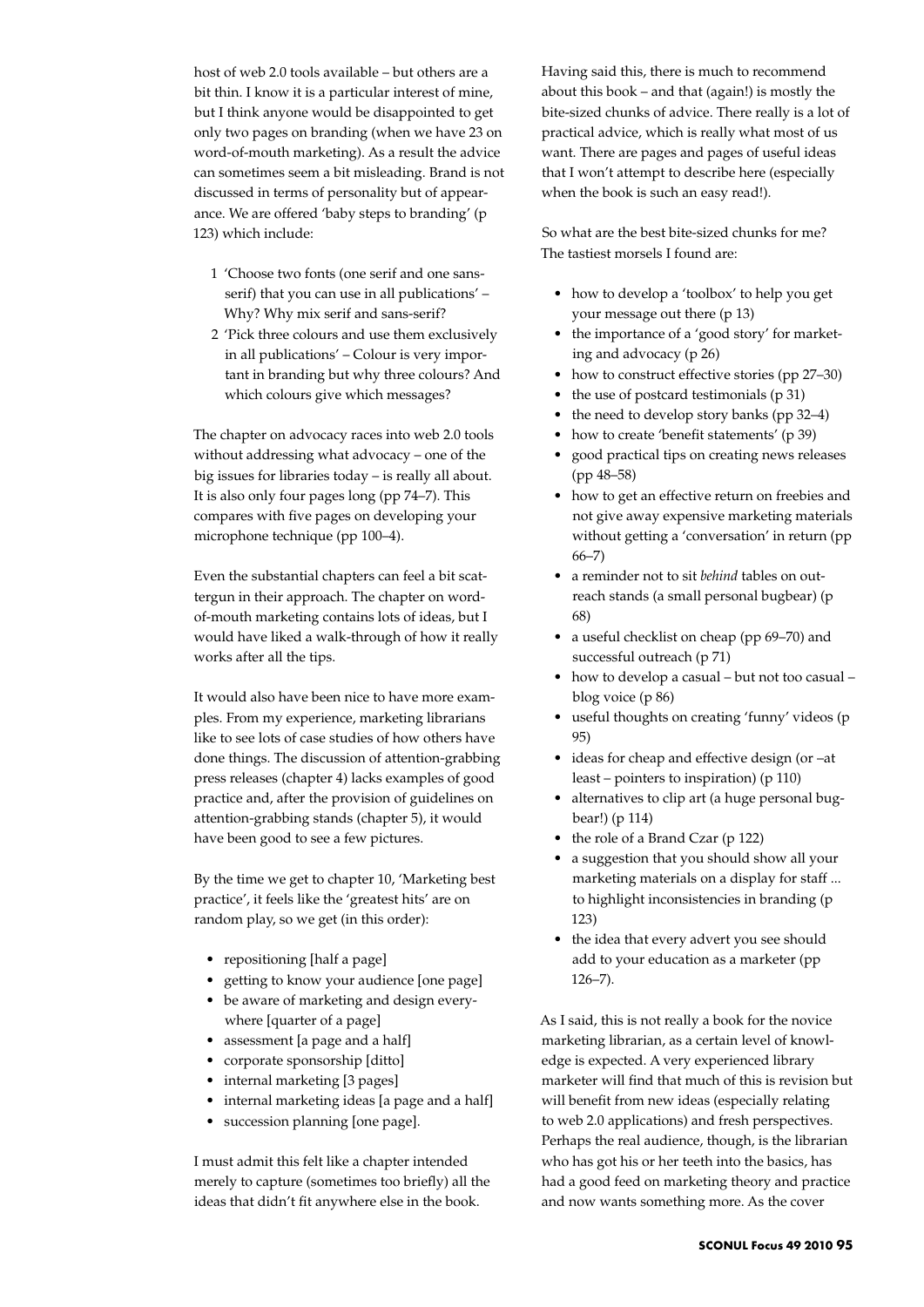host of web 2.0 tools available – but others are a bit thin. I know it is a particular interest of mine, but I think anyone would be disappointed to get only two pages on branding (when we have 23 on word-of-mouth marketing). As a result the advice can sometimes seem a bit misleading. Brand is not discussed in terms of personality but of appearance. We are offered 'baby steps to branding' (p 123) which include:

1. 'Choose two fonts (one serif and one sans-serif) that you can use in all publications' – Why? Why mix serif and sans-serif?
2. 'Pick three colours and use them exclusively in all publications' – Colour is very important in branding but why three colours? And which colours give which messages?

The chapter on advocacy races into web 2.0 tools without addressing what advocacy – one of the big issues for libraries today – is really all about. It is also only four pages long (pp 74–7). This compares with five pages on developing your microphone technique (pp 100–4).

Even the substantial chapters can feel a bit scattergun in their approach. The chapter on word-of-mouth marketing contains lots of ideas, but I would have liked a walk-through of how it really works after all the tips.

It would also have been nice to have more examples. From my experience, marketing librarians like to see lots of case studies of how others have done things. The discussion of attention-grabbing press releases (chapter 4) lacks examples of good practice and, after the provision of guidelines on attention-grabbing stands (chapter 5), it would have been good to see a few pictures.

By the time we get to chapter 10, 'Marketing best practice', it feels like the 'greatest hits' are on random play, so we get (in this order):

- repositioning [half a page]
- getting to know your audience [one page]
- be aware of marketing and design everywhere [quarter of a page]
- assessment [a page and a half]
- corporate sponsorship [ditto]
- internal marketing [3 pages]
- internal marketing ideas [a page and a half]
- succession planning [one page].

I must admit this felt like a chapter intended merely to capture (sometimes too briefly) all the ideas that didn't fit anywhere else in the book.

Having said this, there is much to recommend about this book – and that (again!) is mostly the bite-sized chunks of advice. There really is a lot of practical advice, which is really what most of us want. There are pages and pages of useful ideas that I won't attempt to describe here (especially when the book is such an easy read!).

So what are the best bite-sized chunks for me? The tastiest morsels I found are:

- how to develop a 'toolbox' to help you get your message out there (p 13)
- the importance of a 'good story' for marketing and advocacy (p 26)
- how to construct effective stories (pp 27–30)
- the use of postcard testimonials (p 31)
- the need to develop story banks (pp 32–4)
- how to create 'benefit statements' (p 39)
- good practical tips on creating news releases (pp 48–58)
- how to get an effective return on freebies and not give away expensive marketing materials without getting a 'conversation' in return (pp 66–7)
- a reminder not to sit *behind* tables on outreach stands (a small personal bugbear) (p 68)
- a useful checklist on cheap (pp 69–70) and successful outreach (p 71)
- how to develop a casual – but not too casual – blog voice (p 86)
- useful thoughts on creating 'funny' videos (p 95)
- ideas for cheap and effective design (or –at least – pointers to inspiration) (p 110)
- alternatives to clip art (a huge personal bugbear!) (p 114)
- the role of a Brand Czar (p 122)
- a suggestion that you should show all your marketing materials on a display for staff ... to highlight inconsistencies in branding (p 123)
- the idea that every advert you see should add to your education as a marketer (pp 126–7).

As I said, this is not really a book for the novice marketing librarian, as a certain level of knowledge is expected. A very experienced library marketer will find that much of this is revision but will benefit from new ideas (especially relating to web 2.0 applications) and fresh perspectives. Perhaps the real audience, though, is the librarian who has got his or her teeth into the basics, has had a good feed on marketing theory and practice and now wants something more. As the cover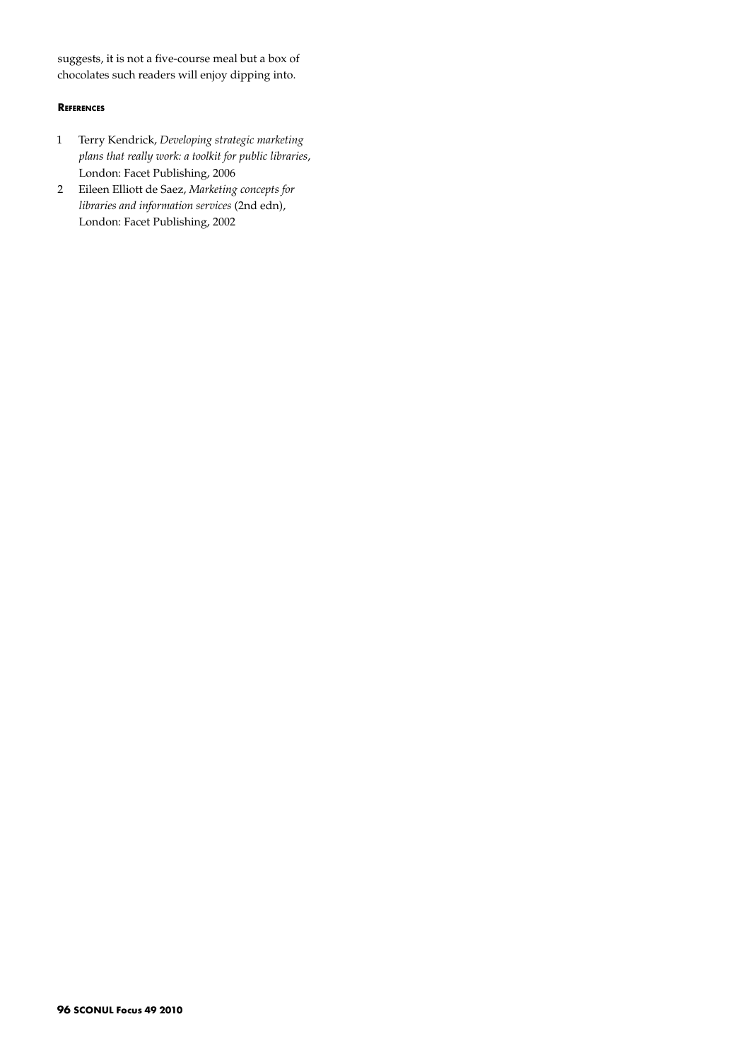suggests, it is not a five-course meal but a box of chocolates such readers will enjoy dipping into.

#### References

1 Terry Kendrick, *Developing strategic marketing plans that really work: a toolkit for public libraries*, London: Facet Publishing, 2006

2 Eileen Elliott de Saez, *Marketing concepts for libraries and information services* (2nd edn), London: Facet Publishing, 2002